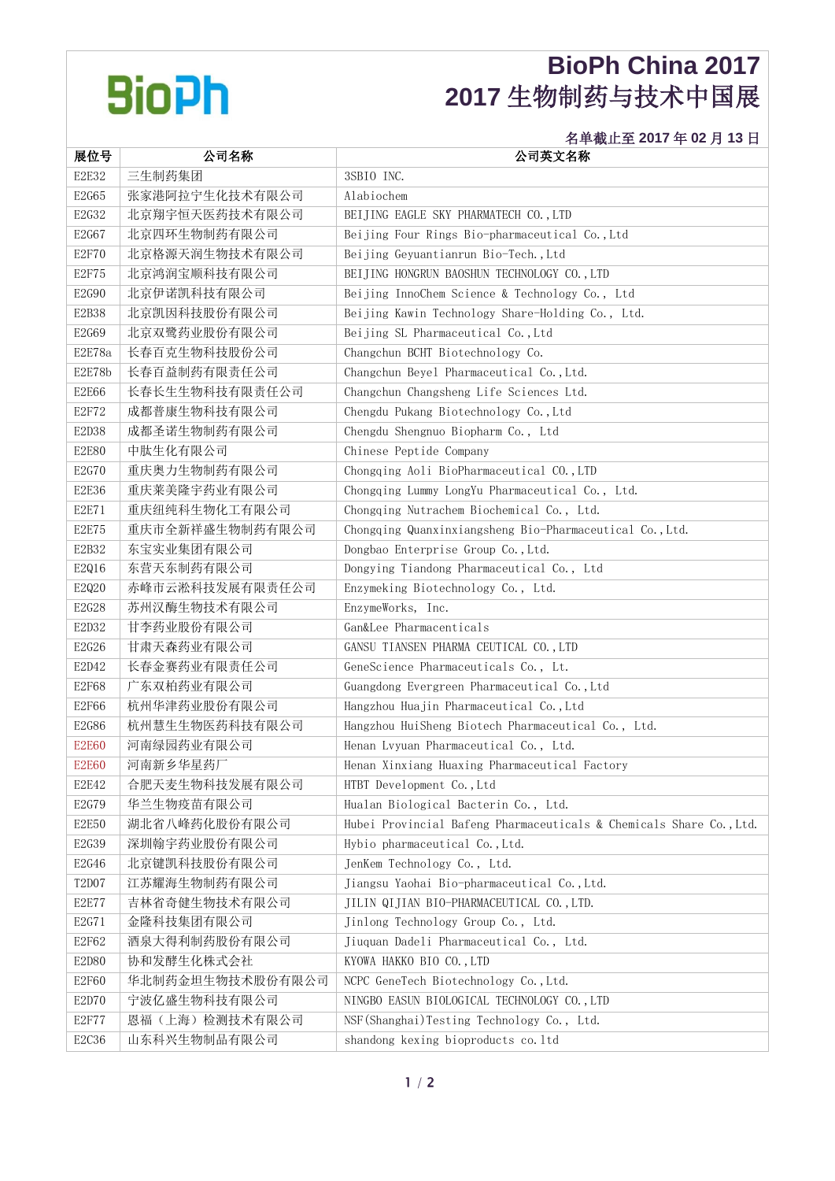BioPh

# BioPh China 2017
# 2017 生物制药与技术中国展

名单截止至 2017 年 02 月 13 日

| 展位号 | 公司名称 | 公司英文名称 |
|---|---|---|
| E2E32 | 三生制药集团 | 3SBIO INC. |
| E2G65 | 张家港阿拉宁生化技术有限公司 | Alabiochem |
| E2G32 | 北京翔宇恒天医药技术有限公司 | BEIJING EAGLE SKY PHARMATECH CO.,LTD |
| E2G67 | 北京四环生物制药有限公司 | Beijing Four Rings Bio-pharmaceutical Co.,Ltd |
| E2F70 | 北京格源天润生物技术有限公司 | Beijing Geyuantianrun Bio-Tech.,Ltd |
| E2F75 | 北京鸿润宝顺科技有限公司 | BEIJING HONGRUN BAOSHUN TECHNOLOGY CO.,LTD |
| E2G90 | 北京伊诺凯科技有限公司 | Beijing InnoChem Science & Technology Co., Ltd |
| E2B38 | 北京凯因科技股份有限公司 | Beijing Kawin Technology Share-Holding Co., Ltd. |
| E2G69 | 北京双鹭药业股份有限公司 | Beijing SL Pharmaceutical Co.,Ltd |
| E2E78a | 长春百克生物科技股份公司 | Changchun BCHT Biotechnology Co. |
| E2E78b | 长春百益制药有限责任公司 | Changchun Beyel Pharmaceutical Co.,Ltd. |
| E2E66 | 长春长生生物科技有限责任公司 | Changchun Changsheng Life Sciences Ltd. |
| E2F72 | 成都普康生物科技有限公司 | Chengdu Pukang Biotechnology Co.,Ltd |
| E2D38 | 成都圣诺生物制药有限公司 | Chengdu Shengnuo Biopharm Co., Ltd |
| E2E80 | 中肽生化有限公司 | Chinese Peptide Company |
| E2G70 | 重庆奥力生物制药有限公司 | Chongqing Aoli BioPharmaceutical CO.,LTD |
| E2E36 | 重庆莱美隆宇药业有限公司 | Chongqing Lummy LongYu Pharmaceutical Co., Ltd. |
| E2E71 | 重庆组纯科生物化工有限公司 | Chongqing Nutrachem Biochemical Co., Ltd. |
| E2E75 | 重庆市全新祥盛生物制药有限公司 | Chongqing Quanxinxiangsheng Bio-Pharmaceutical Co.,Ltd. |
| E2B32 | 东宝实业集团有限公司 | Dongbao Enterprise Group Co.,Ltd. |
| E2Q16 | 东营天东制药有限公司 | Dongying Tiandong Pharmaceutical Co., Ltd |
| E2Q20 | 赤峰市云淞科技发展有限责任公司 | Enzymeking Biotechnology Co., Ltd. |
| E2G28 | 苏州汉酶生物技术有限公司 | EnzymeWorks, Inc. |
| E2D32 | 甘李药业股份有限公司 | Gan&Lee Pharmacenticals |
| E2G26 | 甘肃天森药业有限公司 | GANSU TIANSEN PHARMA CEUTICAL CO.,LTD |
| E2D42 | 长春金赛药业有限责任公司 | GeneScience Pharmaceuticals Co., Lt. |
| E2F68 | 广东双柏药业有限公司 | Guangdong Evergreen Pharmaceutical Co.,Ltd |
| E2F66 | 杭州华津药业股份有限公司 | Hangzhou Huajin Pharmaceutical Co.,Ltd |
| E2G86 | 杭州慧生生物医药科技有限公司 | Hangzhou HuiSheng Biotech Pharmaceutical Co., Ltd. |
| E2E60 | 河南绿园药业有限公司 | Henan Lvyuan Pharmaceutical Co., Ltd. |
| E2E60 | 河南新乡华星药厂 | Henan Xinxiang Huaxing Pharmaceutical Factory |
| E2E42 | 合肥天麦生物科技发展有限公司 | HTBT Development Co.,Ltd |
| E2G79 | 华兰生物疫苗有限公司 | Hualan Biological Bacterin Co., Ltd. |
| E2E50 | 湖北省八峰药化股份有限公司 | Hubei Provincial Bafeng Pharmaceuticals & Chemicals Share Co.,Ltd. |
| E2G39 | 深圳翰宇药业股份有限公司 | Hybio pharmaceutical Co.,Ltd. |
| E2G46 | 北京键凯科技股份有限公司 | JenKem Technology Co., Ltd. |
| T2D07 | 江苏耀海生物制药有限公司 | Jiangsu Yaohai Bio-pharmaceutical Co.,Ltd. |
| E2E77 | 吉林省奇健生物技术有限公司 | JILIN QIJIAN BIO-PHARMACEUTICAL CO.,LTD. |
| E2G71 | 金隆科技集团有限公司 | Jinlong Technology Group Co., Ltd. |
| E2F62 | 酒泉大得利制药股份有限公司 | Jiuquan Dadeli Pharmaceutical Co., Ltd. |
| E2D80 | 协和发酵生化株式会社 | KYOWA HAKKO BIO CO.,LTD |
| E2F60 | 华北制药金坦生物技术股份有限公司 | NCPC GeneTech Biotechnology Co.,Ltd. |
| E2D70 | 宁波亿盛生物科技有限公司 | NINGBO EASUN BIOLOGICAL TECHNOLOGY CO.,LTD |
| E2F77 | 恩福（上海）检测技术有限公司 | NSF(Shanghai)Testing Technology Co., Ltd. |
| E2C36 | 山东科兴生物制品有限公司 | shandong kexing bioproducts co.ltd |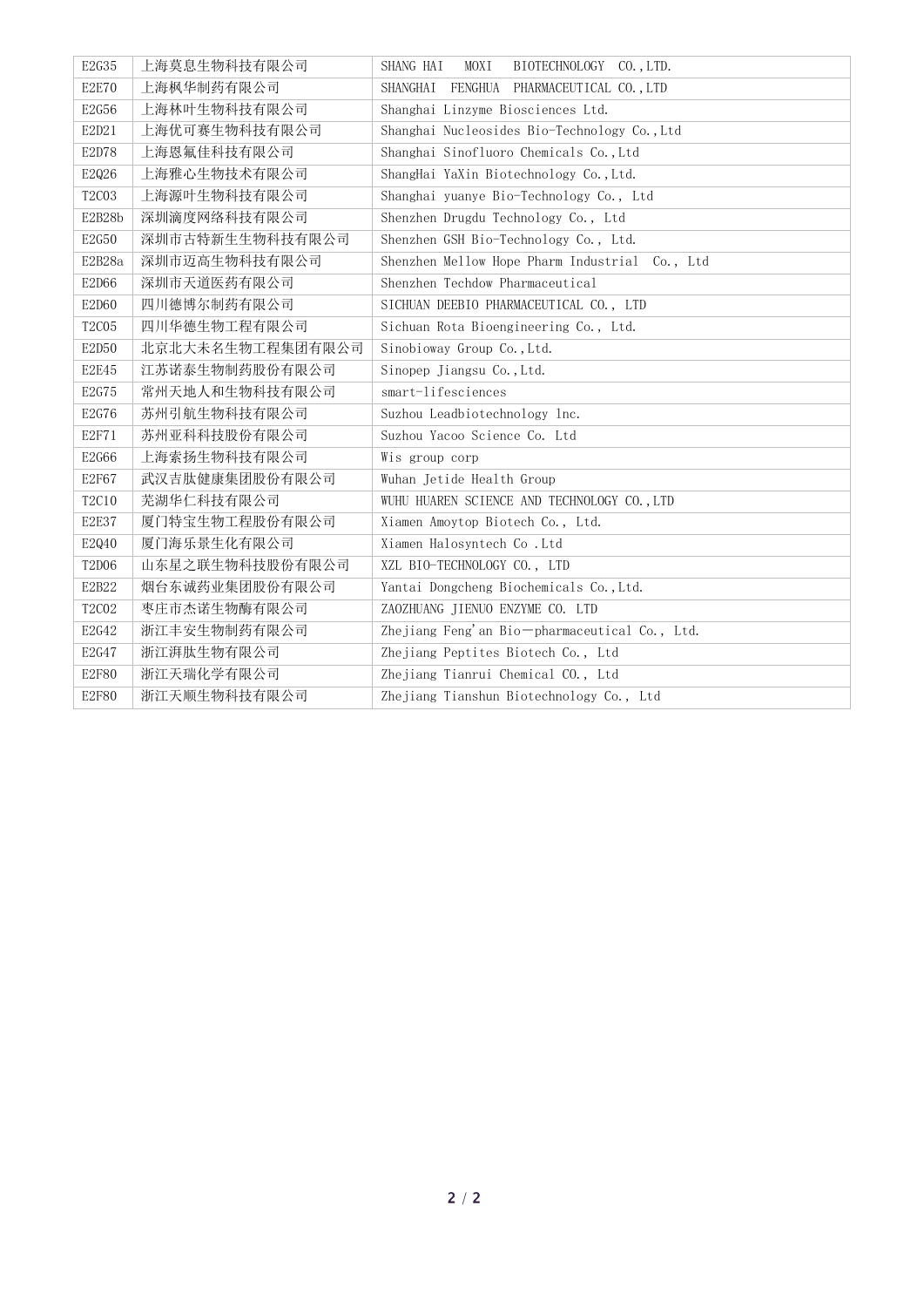| | | |
|---|---|---|
| E2G35 | 上海莫息生物科技有限公司 | SHANG HAI MOXI BIOTECHNOLOGY CO.,LTD. |
| E2E70 | 上海枫华制药有限公司 | SHANGHAI FENGHUA PHARMACEUTICAL CO.,LTD |
| E2G56 | 上海林叶生物科技有限公司 | Shanghai Linzyme Biosciences Ltd. |
| E2D21 | 上海优可赛生物科技有限公司 | Shanghai Nucleosides Bio-Technology Co.,Ltd |
| E2D78 | 上海恩氟佳科技有限公司 | Shanghai Sinofluoro Chemicals Co.,Ltd |
| E2Q26 | 上海雅心生物技术有限公司 | ShangHai YaXin Biotechnology Co.,Ltd. |
| T2C03 | 上海源叶生物科技有限公司 | Shanghai yuanye Bio-Technology Co., Ltd |
| E2B28b | 深圳滴度网络科技有限公司 | Shenzhen Drugdu Technology Co., Ltd |
| E2G50 | 深圳市古特新生生物科技有限公司 | Shenzhen GSH Bio-Technology Co., Ltd. |
| E2B28a | 深圳市迈高生物科技有限公司 | Shenzhen Mellow Hope Pharm Industrial Co., Ltd |
| E2D66 | 深圳市天道医药有限公司 | Shenzhen Techdow Pharmaceutical |
| E2D60 | 四川德博尔制药有限公司 | SICHUAN DEEBIO PHARMACEUTICAL CO., LTD |
| T2C05 | 四川华德生物工程有限公司 | Sichuan Rota Bioengineering Co., Ltd. |
| E2D50 | 北京北大未名生物工程集团有限公司 | Sinobioway Group Co.,Ltd. |
| E2E45 | 江苏诺泰生物制药股份有限公司 | Sinopep Jiangsu Co.,Ltd. |
| E2G75 | 常州天地人和生物科技有限公司 | smart-lifesciences |
| E2G76 | 苏州引航生物科技有限公司 | Suzhou Leadbiotechnology lnc. |
| E2F71 | 苏州亚科科技股份有限公司 | Suzhou Yacoo Science Co. Ltd |
| E2G66 | 上海索扬生物科技有限公司 | Wis group corp |
| E2F67 | 武汉吉肽健康集团股份有限公司 | Wuhan Jetide Health Group |
| T2C10 | 芜湖华仁科技有限公司 | WUHU HUAREN SCIENCE AND TECHNOLOGY CO.,LTD |
| E2E37 | 厦门特宝生物工程股份有限公司 | Xiamen Amoytop Biotech Co., Ltd. |
| E2Q40 | 厦门海乐景生化有限公司 | Xiamen Halosyntech Co .Ltd |
| T2D06 | 山东星之联生物科技股份有限公司 | XZL BIO-TECHNOLOGY CO., LTD |
| E2B22 | 烟台东诚药业集团股份有限公司 | Yantai Dongcheng Biochemicals Co.,Ltd. |
| T2C02 | 枣庄市杰诺生物酶有限公司 | ZAOZHUANG JIENUO ENZYME CO. LTD |
| E2G42 | 浙江丰安生物制药有限公司 | Zhejiang Feng'an Bio－pharmaceutical Co., Ltd. |
| E2G47 | 浙江湃肽生物有限公司 | Zhejiang Peptites Biotech Co., Ltd |
| E2F80 | 浙江天瑞化学有限公司 | Zhejiang Tianrui Chemical CO., Ltd |
| E2F80 | 浙江天顺生物科技有限公司 | Zhejiang Tianshun Biotechnology Co., Ltd |